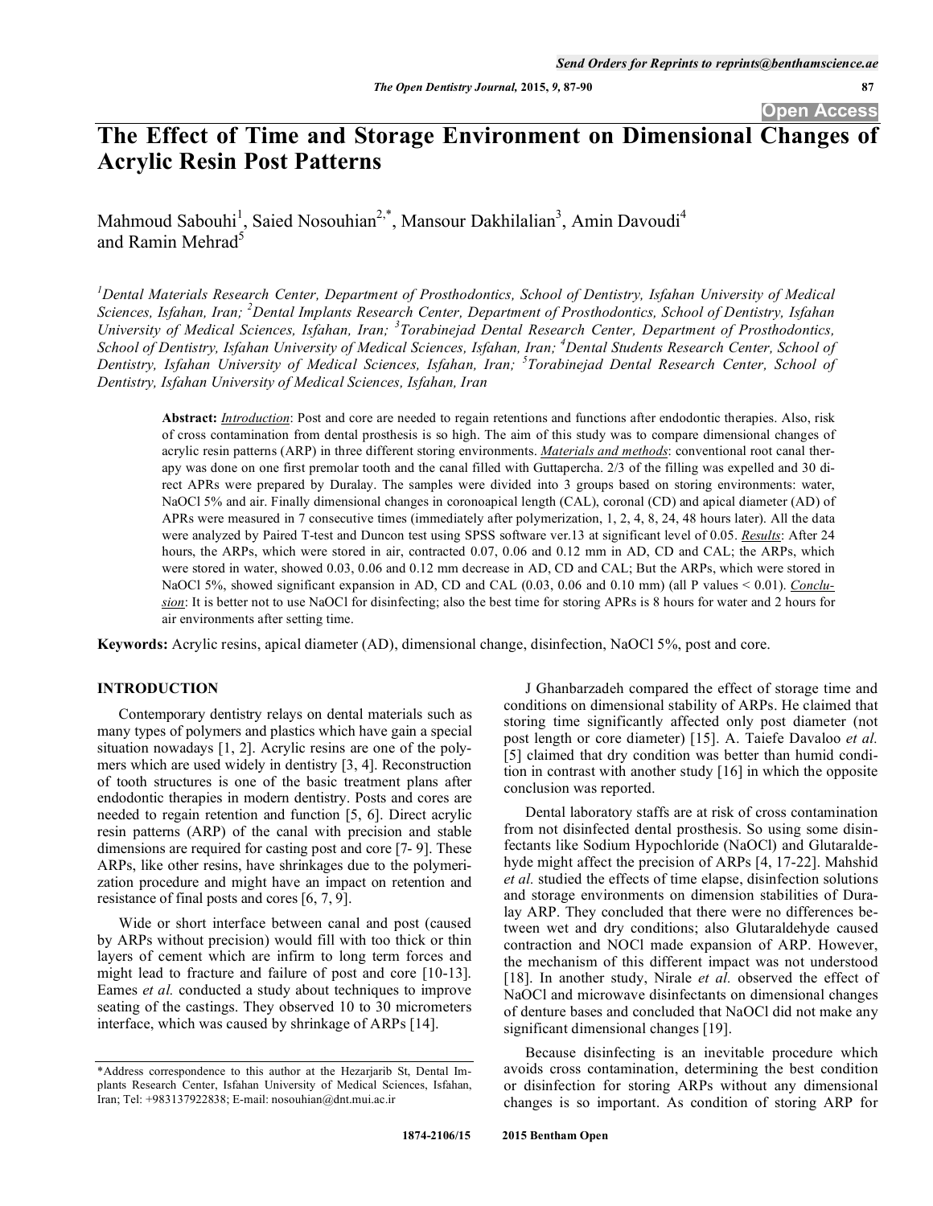# The Effect of Time and Storage Environment on Dimensional Changes of Acrylic Resin Post Patterns

Mahmoud Sabouhi[1], Saied Nosouhian[2,*], Mansour Dakhilalian[3], Amin Davoudi[4] and Ramin Mehrad[5]

*[1]Dental Materials Research Center, Department of Prosthodontics, School of Dentistry, Isfahan University of Medical Sciences, Isfahan, Iran; [2]Dental Implants Research Center, Department of Prosthodontics, School of Dentistry, Isfahan University of Medical Sciences, Isfahan, Iran; [3]Torabinejad Dental Research Center, Department of Prosthodontics, School of Dentistry, Isfahan University of Medical Sciences, Isfahan, Iran; [4]Dental Students Research Center, School of Dentistry, Isfahan University of Medical Sciences, Isfahan, Iran; [5]Torabinejad Dental Research Center, School of Dentistry, Isfahan University of Medical Sciences, Isfahan, Iran*

**Abstract:** *Introduction*: Post and core are needed to regain retentions and functions after endodontic therapies. Also, risk of cross contamination from dental prosthesis is so high. The aim of this study was to compare dimensional changes of acrylic resin patterns (ARP) in three different storing environments. *Materials and methods*: conventional root canal therapy was done on one first premolar tooth and the canal filled with Guttapercha. 2/3 of the filling was expelled and 30 direct APRs were prepared by Duralay. The samples were divided into 3 groups based on storing environments: water, NaOCl 5% and air. Finally dimensional changes in coronoapical length (CAL), coronal (CD) and apical diameter (AD) of APRs were measured in 7 consecutive times (immediately after polymerization, 1, 2, 4, 8, 24, 48 hours later). All the data were analyzed by Paired T-test and Duncon test using SPSS software ver.13 at significant level of 0.05. *Results*: After 24 hours, the ARPs, which were stored in air, contracted 0.07, 0.06 and 0.12 mm in AD, CD and CAL; the ARPs, which were stored in water, showed 0.03, 0.06 and 0.12 mm decrease in AD, CD and CAL; But the ARPs, which were stored in NaOCl 5%, showed significant expansion in AD, CD and CAL (0.03, 0.06 and 0.10 mm) (all P values < 0.01). *Conclusion*: It is better not to use NaOCl for disinfecting; also the best time for storing APRs is 8 hours for water and 2 hours for air environments after setting time.

**Keywords:** Acrylic resins, apical diameter (AD), dimensional change, disinfection, NaOCl 5%, post and core.

## INTRODUCTION

Contemporary dentistry relays on dental materials such as many types of polymers and plastics which have gain a special situation nowadays [1, 2]. Acrylic resins are one of the polymers which are used widely in dentistry [3, 4]. Reconstruction of tooth structures is one of the basic treatment plans after endodontic therapies in modern dentistry. Posts and cores are needed to regain retention and function [5, 6]. Direct acrylic resin patterns (ARP) of the canal with precision and stable dimensions are required for casting post and core [7- 9]. These ARPs, like other resins, have shrinkages due to the polymerization procedure and might have an impact on retention and resistance of final posts and cores [6, 7, 9].

Wide or short interface between canal and post (caused by ARPs without precision) would fill with too thick or thin layers of cement which are infirm to long term forces and might lead to fracture and failure of post and core [10-13]. Eames *et al.* conducted a study about techniques to improve seating of the castings. They observed 10 to 30 micrometers interface, which was caused by shrinkage of ARPs [14].

J Ghanbarzadeh compared the effect of storage time and conditions on dimensional stability of ARPs. He claimed that storing time significantly affected only post diameter (not post length or core diameter) [15]. A. Taiefe Davaloo *et al.* [5] claimed that dry condition was better than humid condition in contrast with another study [16] in which the opposite conclusion was reported.

Dental laboratory staffs are at risk of cross contamination from not disinfected dental prosthesis. So using some disinfectants like Sodium Hypochloride (NaOCl) and Glutaraldehyde might affect the precision of ARPs [4, 17-22]. Mahshid *et al.* studied the effects of time elapse, disinfection solutions and storage environments on dimension stabilities of Duralay ARP. They concluded that there were no differences between wet and dry conditions; also Glutaraldehyde caused contraction and NOCl made expansion of ARP. However, the mechanism of this different impact was not understood [18]. In another study, Nirale *et al.* observed the effect of NaOCl and microwave disinfectants on dimensional changes of denture bases and concluded that NaOCl did not make any significant dimensional changes [19].

Because disinfecting is an inevitable procedure which avoids cross contamination, determining the best condition or disinfection for storing ARPs without any dimensional changes is so important. As condition of storing ARP for

*Address correspondence to this author at the Hezarjarib St, Dental Implants Research Center, Isfahan University of Medical Sciences, Isfahan, Iran; Tel: +983137922838; E-mail: nosouhian@dnt.mui.ac.ir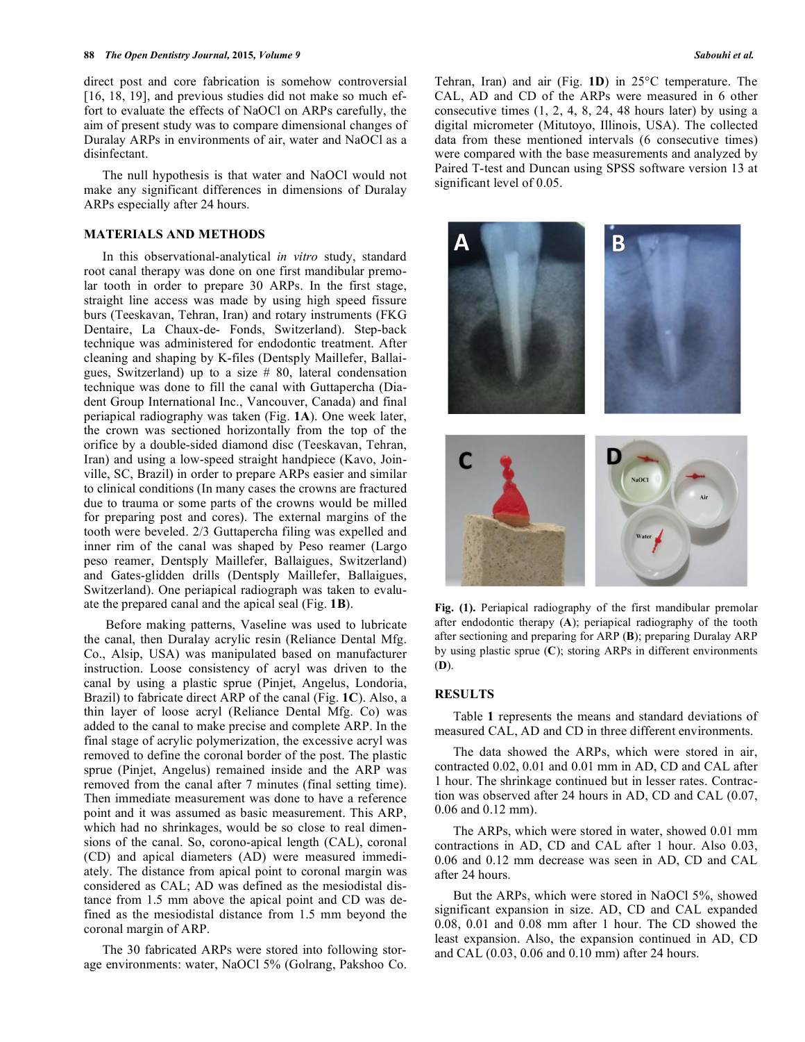direct post and core fabrication is somehow controversial [16, 18, 19], and previous studies did not make so much effort to evaluate the effects of NaOCl on ARPs carefully, the aim of present study was to compare dimensional changes of Duralay ARPs in environments of air, water and NaOCl as a disinfectant.

The null hypothesis is that water and NaOCl would not make any significant differences in dimensions of Duralay ARPs especially after 24 hours.

## MATERIALS AND METHODS

In this observational-analytical *in vitro* study, standard root canal therapy was done on one first mandibular premolar tooth in order to prepare 30 ARPs. In the first stage, straight line access was made by using high speed fissure burs (Teeskavan, Tehran, Iran) and rotary instruments (FKG Dentaire, La Chaux-de- Fonds, Switzerland). Step-back technique was administered for endodontic treatment. After cleaning and shaping by K-files (Dentsply Maillefer, Ballaigues, Switzerland) up to a size # 80, lateral condensation technique was done to fill the canal with Guttapercha (Diadent Group International Inc., Vancouver, Canada) and final periapical radiography was taken (Fig. **1A**). One week later, the crown was sectioned horizontally from the top of the orifice by a double-sided diamond disc (Teeskavan, Tehran, Iran) and using a low-speed straight handpiece (Kavo, Joinville, SC, Brazil) in order to prepare ARPs easier and similar to clinical conditions (In many cases the crowns are fractured due to trauma or some parts of the crowns would be milled for preparing post and cores). The external margins of the tooth were beveled. 2/3 Guttapercha filing was expelled and inner rim of the canal was shaped by Peso reamer (Largo peso reamer, Dentsply Maillefer, Ballaigues, Switzerland) and Gates-glidden drills (Dentsply Maillefer, Ballaigues, Switzerland). One periapical radiograph was taken to evaluate the prepared canal and the apical seal (Fig. **1B**).

Before making patterns, Vaseline was used to lubricate the canal, then Duralay acrylic resin (Reliance Dental Mfg. Co., Alsip, USA) was manipulated based on manufacturer instruction. Loose consistency of acryl was driven to the canal by using a plastic sprue (Pinjet, Angelus, Londoria, Brazil) to fabricate direct ARP of the canal (Fig. **1C**). Also, a thin layer of loose acryl (Reliance Dental Mfg. Co) was added to the canal to make precise and complete ARP. In the final stage of acrylic polymerization, the excessive acryl was removed to define the coronal border of the post. The plastic sprue (Pinjet, Angelus) remained inside and the ARP was removed from the canal after 7 minutes (final setting time). Then immediate measurement was done to have a reference point and it was assumed as basic measurement. This ARP, which had no shrinkages, would be so close to real dimensions of the canal. So, corono-apical length (CAL), coronal (CD) and apical diameters (AD) were measured immediately. The distance from apical point to coronal margin was considered as CAL; AD was defined as the mesiodistal distance from 1.5 mm above the apical point and CD was defined as the mesiodistal distance from 1.5 mm beyond the coronal margin of ARP.

The 30 fabricated ARPs were stored into following storage environments: water, NaOCl 5% (Golrang, Pakshoo Co. Tehran, Iran) and air (Fig. **1D**) in 25°C temperature. The CAL, AD and CD of the ARPs were measured in 6 other consecutive times (1, 2, 4, 8, 24, 48 hours later) by using a digital micrometer (Mitutoyo, Illinois, USA). The collected data from these mentioned intervals (6 consecutive times) were compared with the base measurements and analyzed by Paired T-test and Duncan using SPSS software version 13 at significant level of 0.05.

**Fig. (1).** Periapical radiography of the first mandibular premolar after endodontic therapy (**A**); periapical radiography of the tooth after sectioning and preparing for ARP (**B**); preparing Duralay ARP by using plastic sprue (**C**); storing ARPs in different environments (**D**).

## RESULTS

Table **1** represents the means and standard deviations of measured CAL, AD and CD in three different environments.

The data showed the ARPs, which were stored in air, contracted 0.02, 0.01 and 0.01 mm in AD, CD and CAL after 1 hour. The shrinkage continued but in lesser rates. Contraction was observed after 24 hours in AD, CD and CAL (0.07, 0.06 and 0.12 mm).

The ARPs, which were stored in water, showed 0.01 mm contractions in AD, CD and CAL after 1 hour. Also 0.03, 0.06 and 0.12 mm decrease was seen in AD, CD and CAL after 24 hours.

But the ARPs, which were stored in NaOCl 5%, showed significant expansion in size. AD, CD and CAL expanded 0.08, 0.01 and 0.08 mm after 1 hour. The CD showed the least expansion. Also, the expansion continued in AD, CD and CAL (0.03, 0.06 and 0.10 mm) after 24 hours.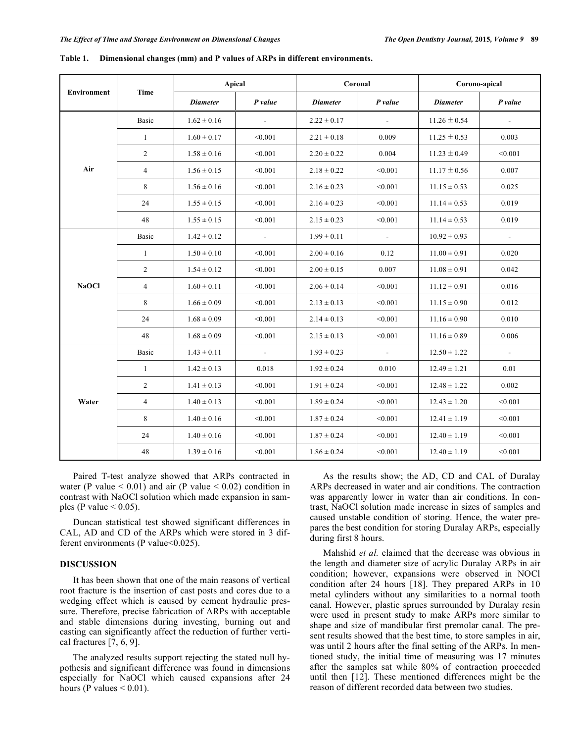**Table 1. Dimensional changes (mm) and P values of ARPs in different environments.**

| Environment | Time | Apical | | Coronal | | Corono-apical | |
|---|---|---|---|---|---|---|---|
| | | *Diameter* | *P value* | *Diameter* | *P value* | *Diameter* | *P value* |
| **Air** | Basic | 1.62 ± 0.16 | - | 2.22 ± 0.17 | - | 11.26 ± 0.54 | - |
| | 1 | 1.60 ± 0.17 | <0.001 | 2.21 ± 0.18 | 0.009 | 11.25 ± 0.53 | 0.003 |
| | 2 | 1.58 ± 0.16 | <0.001 | 2.20 ± 0.22 | 0.004 | 11.23 ± 0.49 | <0.001 |
| | 4 | 1.56 ± 0.15 | <0.001 | 2.18 ± 0.22 | <0.001 | 11.17 ± 0.56 | 0.007 |
| | 8 | 1.56 ± 0.16 | <0.001 | 2.16 ± 0.23 | <0.001 | 11.15 ± 0.53 | 0.025 |
| | 24 | 1.55 ± 0.15 | <0.001 | 2.16 ± 0.23 | <0.001 | 11.14 ± 0.53 | 0.019 |
| | 48 | 1.55 ± 0.15 | <0.001 | 2.15 ± 0.23 | <0.001 | 11.14 ± 0.53 | 0.019 |
| **NaOCl** | Basic | 1.42 ± 0.12 | - | 1.99 ± 0.11 | - | 10.92 ± 0.93 | - |
| | 1 | 1.50 ± 0.10 | <0.001 | 2.00 ± 0.16 | 0.12 | 11.00 ± 0.91 | 0.020 |
| | 2 | 1.54 ± 0.12 | <0.001 | 2.00 ± 0.15 | 0.007 | 11.08 ± 0.91 | 0.042 |
| | 4 | 1.60 ± 0.11 | <0.001 | 2.06 ± 0.14 | <0.001 | 11.12 ± 0.91 | 0.016 |
| | 8 | 1.66 ± 0.09 | <0.001 | 2.13 ± 0.13 | <0.001 | 11.15 ± 0.90 | 0.012 |
| | 24 | 1.68 ± 0.09 | <0.001 | 2.14 ± 0.13 | <0.001 | 11.16 ± 0.90 | 0.010 |
| | 48 | 1.68 ± 0.09 | <0.001 | 2.15 ± 0.13 | <0.001 | 11.16 ± 0.89 | 0.006 |
| **Water** | Basic | 1.43 ± 0.11 | - | 1.93 ± 0.23 | - | 12.50 ± 1.22 | - |
| | 1 | 1.42 ± 0.13 | 0.018 | 1.92 ± 0.24 | 0.010 | 12.49 ± 1.21 | 0.01 |
| | 2 | 1.41 ± 0.13 | <0.001 | 1.91 ± 0.24 | <0.001 | 12.48 ± 1.22 | 0.002 |
| | 4 | 1.40 ± 0.13 | <0.001 | 1.89 ± 0.24 | <0.001 | 12.43 ± 1.20 | <0.001 |
| | 8 | 1.40 ± 0.16 | <0.001 | 1.87 ± 0.24 | <0.001 | 12.41 ± 1.19 | <0.001 |
| | 24 | 1.40 ± 0.16 | <0.001 | 1.87 ± 0.24 | <0.001 | 12.40 ± 1.19 | <0.001 |
| | 48 | 1.39 ± 0.16 | <0.001 | 1.86 ± 0.24 | <0.001 | 12.40 ± 1.19 | <0.001 |

Paired T-test analyze showed that ARPs contracted in water (P value < 0.01) and air (P value < 0.02) condition in contrast with NaOCl solution which made expansion in samples (P value < 0.05).

Duncan statistical test showed significant differences in CAL, AD and CD of the ARPs which were stored in 3 different environments (P value<0.025).

## DISCUSSION

It has been shown that one of the main reasons of vertical root fracture is the insertion of cast posts and cores due to a wedging effect which is caused by cement hydraulic pressure. Therefore, precise fabrication of ARPs with acceptable and stable dimensions during investing, burning out and casting can significantly affect the reduction of further vertical fractures [7, 6, 9].

The analyzed results support rejecting the stated null hypothesis and significant difference was found in dimensions especially for NaOCl which caused expansions after 24 hours (P values < 0.01).

As the results show; the AD, CD and CAL of Duralay ARPs decreased in water and air conditions. The contraction was apparently lower in water than air conditions. In contrast, NaOCl solution made increase in sizes of samples and caused unstable condition of storing. Hence, the water prepares the best condition for storing Duralay ARPs, especially during first 8 hours.

Mahshid *et al.* claimed that the decrease was obvious in the length and diameter size of acrylic Duralay ARPs in air condition; however, expansions were observed in NOCl condition after 24 hours [18]. They prepared ARPs in 10 metal cylinders without any similarities to a normal tooth canal. However, plastic sprues surrounded by Duralay resin were used in present study to make ARPs more similar to shape and size of mandibular first premolar canal. The present results showed that the best time, to store samples in air, was until 2 hours after the final setting of the ARPs. In mentioned study, the initial time of measuring was 17 minutes after the samples sat while 80% of contraction proceeded until then [12]. These mentioned differences might be the reason of different recorded data between two studies.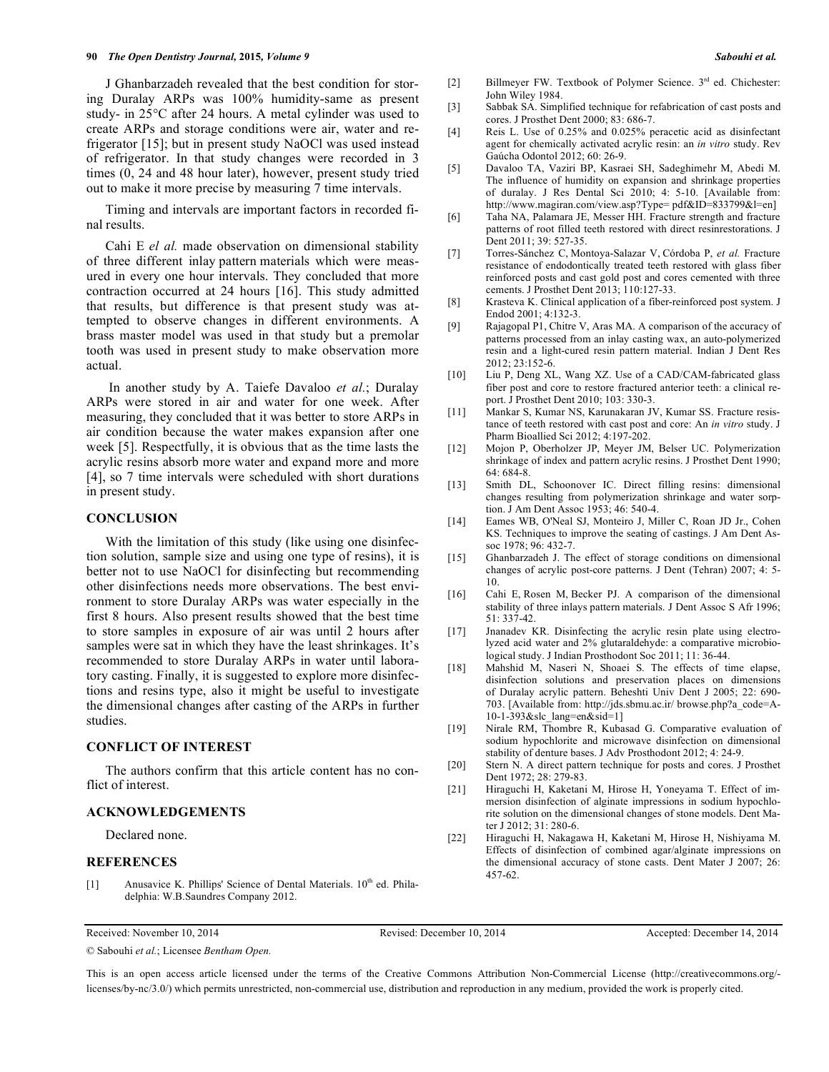J Ghanbarzadeh revealed that the best condition for storing Duralay ARPs was 100% humidity-same as present study- in 25°C after 24 hours. A metal cylinder was used to create ARPs and storage conditions were air, water and refrigerator [15]; but in present study NaOCl was used instead of refrigerator. In that study changes were recorded in 3 times (0, 24 and 48 hour later), however, present study tried out to make it more precise by measuring 7 time intervals.

Timing and intervals are important factors in recorded final results.

Cahi E *el al.* made observation on dimensional stability of three different inlay pattern materials which were measured in every one hour intervals. They concluded that more contraction occurred at 24 hours [16]. This study admitted that results, but difference is that present study was attempted to observe changes in different environments. A brass master model was used in that study but a premolar tooth was used in present study to make observation more actual.

In another study by A. Taiefe Davaloo *et al.*; Duralay ARPs were stored in air and water for one week. After measuring, they concluded that it was better to store ARPs in air condition because the water makes expansion after one week [5]. Respectfully, it is obvious that as the time lasts the acrylic resins absorb more water and expand more and more [4], so 7 time intervals were scheduled with short durations in present study.

## CONCLUSION

With the limitation of this study (like using one disinfection solution, sample size and using one type of resins), it is better not to use NaOCl for disinfecting but recommending other disinfections needs more observations. The best environment to store Duralay ARPs was water especially in the first 8 hours. Also present results showed that the best time to store samples in exposure of air was until 2 hours after samples were sat in which they have the least shrinkages. It's recommended to store Duralay ARPs in water until laboratory casting. Finally, it is suggested to explore more disinfections and resins type, also it might be useful to investigate the dimensional changes after casting of the ARPs in further studies.

## CONFLICT OF INTEREST

The authors confirm that this article content has no conflict of interest.

## ACKNOWLEDGEMENTS

Declared none.

## REFERENCES

[1] Anusavice K. Phillips' Science of Dental Materials. 10th ed. Philadelphia: W.B.Saundres Company 2012.

[2] Billmeyer FW. Textbook of Polymer Science. 3rd ed. Chichester: John Wiley 1984.

[3] Sabbak SA. Simplified technique for refabrication of cast posts and cores. J Prosthet Dent 2000; 83: 686-7.

[4] Reis L. Use of 0.25% and 0.025% peracetic acid as disinfectant agent for chemically activated acrylic resin: an *in vitro* study. Rev Gaúcha Odontol 2012; 60: 26-9.

[5] Davaloo TA, Vaziri BP, Kasraei SH, Sadeghimehr M, Abedi M. The influence of humidity on expansion and shrinkage properties of duralay. J Res Dental Sci 2010; 4: 5-10. [Available from: http://www.magiran.com/view.asp?Type= pdf&ID=833799&l=en]

[6] Taha NA, Palamara JE, Messer HH. Fracture strength and fracture patterns of root filled teeth restored with direct resinrestorations. J Dent 2011; 39: 527-35.

[7] Torres-Sánchez C, Montoya-Salazar V, Córdoba P, *et al.* Fracture resistance of endodontically treated teeth restored with glass fiber reinforced posts and cast gold post and cores cemented with three cements. J Prosthet Dent 2013; 110:127-33.

[8] Krasteva K. Clinical application of a fiber-reinforced post system. J Endod 2001; 4:132-3.

[9] Rajagopal P1, Chitre V, Aras MA. A comparison of the accuracy of patterns processed from an inlay casting wax, an auto-polymerized resin and a light-cured resin pattern material. Indian J Dent Res 2012; 23:152-6.

[10] Liu P, Deng XL, Wang XZ. Use of a CAD/CAM-fabricated glass fiber post and core to restore fractured anterior teeth: a clinical report. J Prosthet Dent 2010; 103: 330-3.

[11] Mankar S, Kumar NS, Karunakaran JV, Kumar SS. Fracture resistance of teeth restored with cast post and core: An *in vitro* study. J Pharm Bioallied Sci 2012; 4:197-202.

[12] Mojon P, Oberholzer JP, Meyer JM, Belser UC. Polymerization shrinkage of index and pattern acrylic resins. J Prosthet Dent 1990; 64: 684-8.

[13] Smith DL, Schoonover IC. Direct filling resins: dimensional changes resulting from polymerization shrinkage and water sorption. J Am Dent Assoc 1953; 46: 540-4.

[14] Eames WB, O'Neal SJ, Monteiro J, Miller C, Roan JD Jr., Cohen KS. Techniques to improve the seating of castings. J Am Dent Assoc 1978; 96: 432-7.

[15] Ghanbarzadeh J. The effect of storage conditions on dimensional changes of acrylic post-core patterns. J Dent (Tehran) 2007; 4: 5-10.

[16] Cahi E, Rosen M, Becker PJ. A comparison of the dimensional stability of three inlays pattern materials. J Dent Assoc S Afr 1996; 51: 337-42.

[17] Jnanadev KR. Disinfecting the acrylic resin plate using electrolyzed acid water and 2% glutaraldehyde: a comparative microbiological study. J Indian Prosthodont Soc 2011; 11: 36-44.

[18] Mahshid M, Naseri N, Shoaei S. The effects of time elapse, disinfection solutions and preservation places on dimensions of Duralay acrylic pattern. Beheshti Univ Dent J 2005; 22: 690-703. [Available from: http://jds.sbmu.ac.ir/ browse.php?a_code=A-10-1-393&slc_lang=en&sid=1]

[19] Nirale RM, Thombre R, Kubasad G. Comparative evaluation of sodium hypochlorite and microwave disinfection on dimensional stability of denture bases. J Adv Prosthodont 2012; 4: 24-9.

[20] Stern N. A direct pattern technique for posts and cores. J Prosthet Dent 1972; 28: 279-83.

[21] Hiraguchi H, Kaketani M, Hirose H, Yoneyama T. Effect of immersion disinfection of alginate impressions in sodium hypochlorite solution on the dimensional changes of stone models. Dent Mater J 2012; 31: 280-6.

[22] Hiraguchi H, Nakagawa H, Kaketani M, Hirose H, Nishiyama M. Effects of disinfection of combined agar/alginate impressions on the dimensional accuracy of stone casts. Dent Mater J 2007; 26: 457-62.

Received: November 10, 2014 Revised: December 10, 2014 Accepted: December 14, 2014

© Sabouhi *et al.*; Licensee *Bentham Open.*

This is an open access article licensed under the terms of the Creative Commons Attribution Non-Commercial License (http://creativecommons.org/-licenses/by-nc/3.0/) which permits unrestricted, non-commercial use, distribution and reproduction in any medium, provided the work is properly cited.